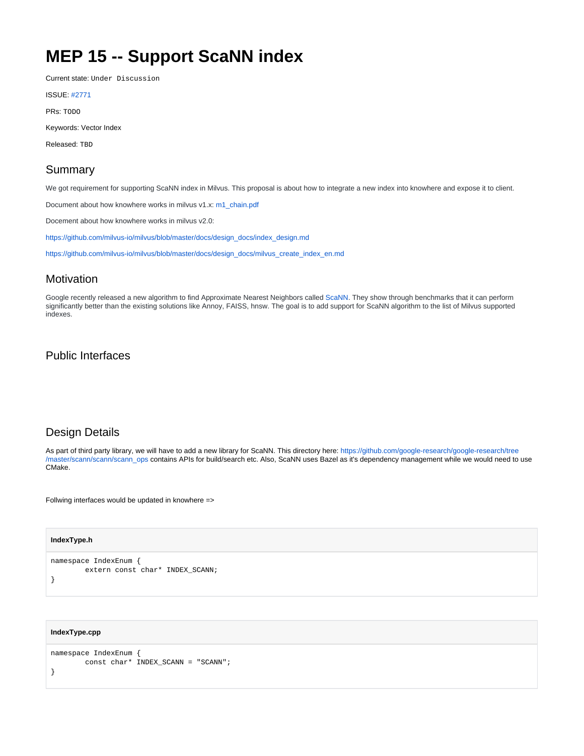# MEP 15 -- Support ScaNN index

Current state: `Under Discussion`

ISSUE: [#2771]

PRs: `TODO`

Keywords: Vector Index

Released: `TBD`

## Summary

We got requirement for supporting ScaNN index in Milvus. This proposal is about how to integrate a new index into knowhere and expose it to client.

Document about how knowhere works in milvus v1.x: m1_chain.pdf

Docement about how knowhere works in milvus v2.0:

https://github.com/milvus-io/milvus/blob/master/docs/design_docs/index_design.md

https://github.com/milvus-io/milvus/blob/master/docs/design_docs/milvus_create_index_en.md

## Motivation

Google recently released a new algorithm to find Approximate Nearest Neighbors called ScaNN. They show through benchmarks that it can perform significantly better than the existing solutions like Annoy, FAISS, hnsw. The goal is to add support for ScaNN algorithm to the list of Milvus supported indexes.

## Public Interfaces

## Design Details

As part of third party library, we will have to add a new library for ScaNN. This directory here: https://github.com/google-research/google-research/tree/master/scann/scann/scann_ops contains APIs for build/search etc. Also, ScaNN uses Bazel as it's dependency management while we would need to use CMake.

Follwing interfaces would be updated in knowhere =>

**IndexType.h**

```
namespace IndexEnum {
        extern const char* INDEX_SCANN;
}
```

**IndexType.cpp**

```
namespace IndexEnum {
        const char* INDEX_SCANN = "SCANN";
}
```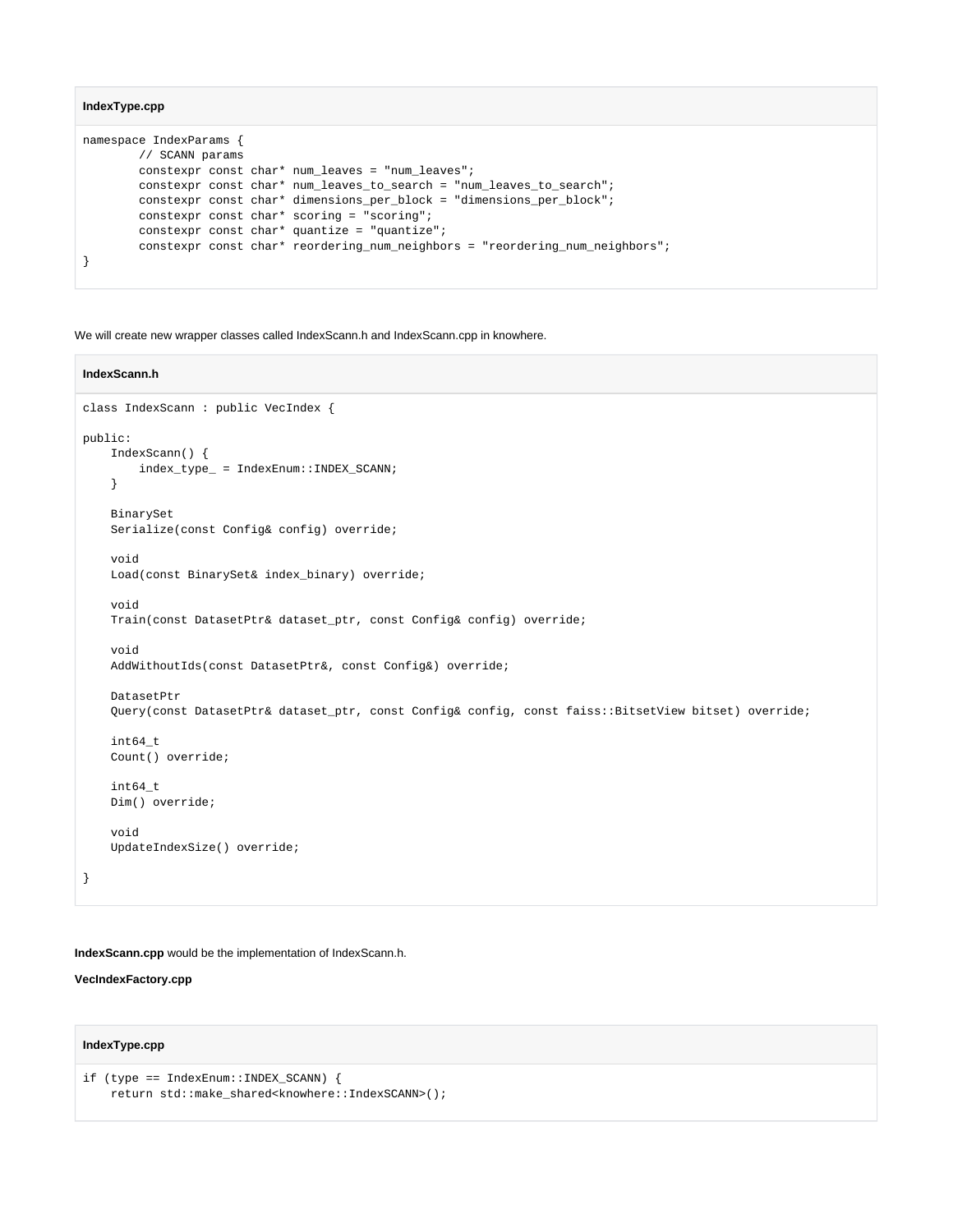**IndexType.cpp**

```
namespace IndexParams {
        // SCANN params
        constexpr const char* num_leaves = "num_leaves";
        constexpr const char* num_leaves_to_search = "num_leaves_to_search";
        constexpr const char* dimensions_per_block = "dimensions_per_block";
        constexpr const char* scoring = "scoring";
        constexpr const char* quantize = "quantize";
        constexpr const char* reordering_num_neighbors = "reordering_num_neighbors";
}
```

We will create new wrapper classes called IndexScann.h and IndexScann.cpp in knowhere.

**IndexScann.h**

```
class IndexScann : public VecIndex {

public:
    IndexScann() {
        index_type_ = IndexEnum::INDEX_SCANN;
    }

    BinarySet
    Serialize(const Config& config) override;

    void
    Load(const BinarySet& index_binary) override;

    void
    Train(const DatasetPtr& dataset_ptr, const Config& config) override;

    void
    AddWithoutIds(const DatasetPtr&, const Config&) override;

    DatasetPtr
    Query(const DatasetPtr& dataset_ptr, const Config& config, const faiss::BitsetView bitset) override;

    int64_t
    Count() override;

    int64_t
    Dim() override;

    void
    UpdateIndexSize() override;

}
```

**IndexScann.cpp** would be the implementation of IndexScann.h.

**VecIndexFactory.cpp**

**IndexType.cpp**

```
if (type == IndexEnum::INDEX_SCANN) {
    return std::make_shared<knowhere::IndexSCANN>();
```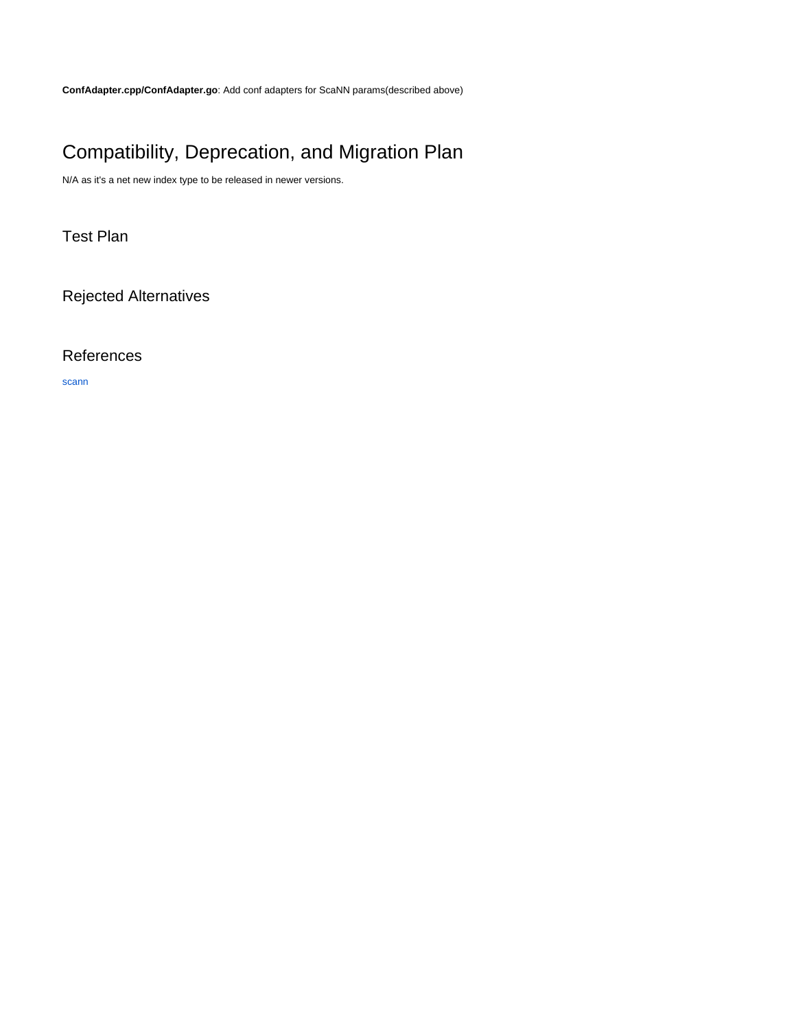**ConfAdapter.cpp/ConfAdapter.go**: Add conf adapters for ScaNN params(described above)

## Compatibility, Deprecation, and Migration Plan

N/A as it's a net new index type to be released in newer versions.

### Test Plan

### Rejected Alternatives

### References

scann